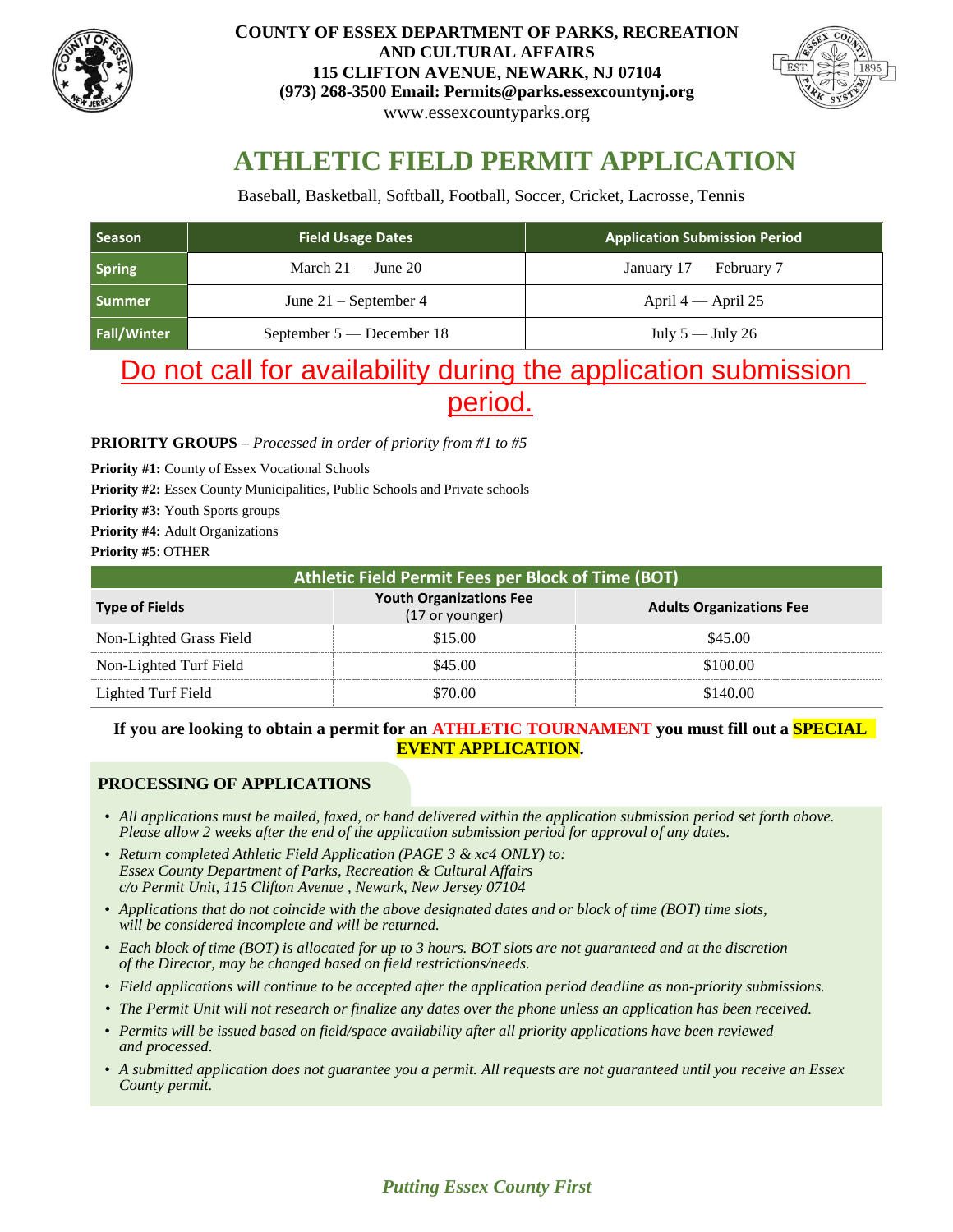**COUNTY OF ESSEX DEPARTMENT OF PARKS, RECREATION AND CULTURAL AFFAIRS**
**115 CLIFTON AVENUE, NEWARK, NJ 07104**
**(973) 268-3500 Email: Permits@parks.essexcountynj.org**
www.essexcountyparks.org

# ATHLETIC FIELD PERMIT APPLICATION

Baseball, Basketball, Softball, Football, Soccer, Cricket, Lacrosse, Tennis

| Season | Field Usage Dates | Application Submission Period |
| --- | --- | --- |
| Spring | March 21 — June 20 | January 17 — February 7 |
| Summer | June 21 – September 4 | April 4 — April 25 |
| Fall/Winter | September 5 — December 18 | July 5 — July 26 |

Do not call for availability during the application submission period.

**PRIORITY GROUPS –** *Processed in order of priority from #1 to #5*

**Priority #1:** County of Essex Vocational Schools

**Priority #2:** Essex County Municipalities, Public Schools and Private schools

**Priority #3:** Youth Sports groups

**Priority #4:** Adult Organizations

**Priority #5**: OTHER

| Athletic Field Permit Fees per Block of Time (BOT) | | |
| --- | --- | --- |
| **Type of Fields** | **Youth Organizations Fee** (17 or younger) | **Adults Organizations Fee** |
| Non-Lighted Grass Field | $15.00 | $45.00 |
| Non-Lighted Turf Field | $45.00 | $100.00 |
| Lighted Turf Field | $70.00 | $140.00 |

**If you are looking to obtain a permit for an ATHLETIC TOURNAMENT you must fill out a SPECIAL EVENT APPLICATION.**

## PROCESSING OF APPLICATIONS

- *All applications must be mailed, faxed, or hand delivered within the application submission period set forth above. Please allow 2 weeks after the end of the application submission period for approval of any dates.*
- *Return completed Athletic Field Application (PAGE 3 & xc4 ONLY) to:*
  *Essex County Department of Parks, Recreation & Cultural Affairs*
  *c/o Permit Unit, 115 Clifton Avenue , Newark, New Jersey 07104*
- *Applications that do not coincide with the above designated dates and or block of time (BOT) time slots, will be considered incomplete and will be returned.*
- *Each block of time (BOT) is allocated for up to 3 hours. BOT slots are not guaranteed and at the discretion of the Director, may be changed based on field restrictions/needs.*
- *Field applications will continue to be accepted after the application period deadline as non-priority submissions.*
- *The Permit Unit will not research or finalize any dates over the phone unless an application has been received.*
- *Permits will be issued based on field/space availability after all priority applications have been reviewed and processed.*
- *A submitted application does not guarantee you a permit. All requests are not guaranteed until you receive an Essex County permit.*

*Putting Essex County First*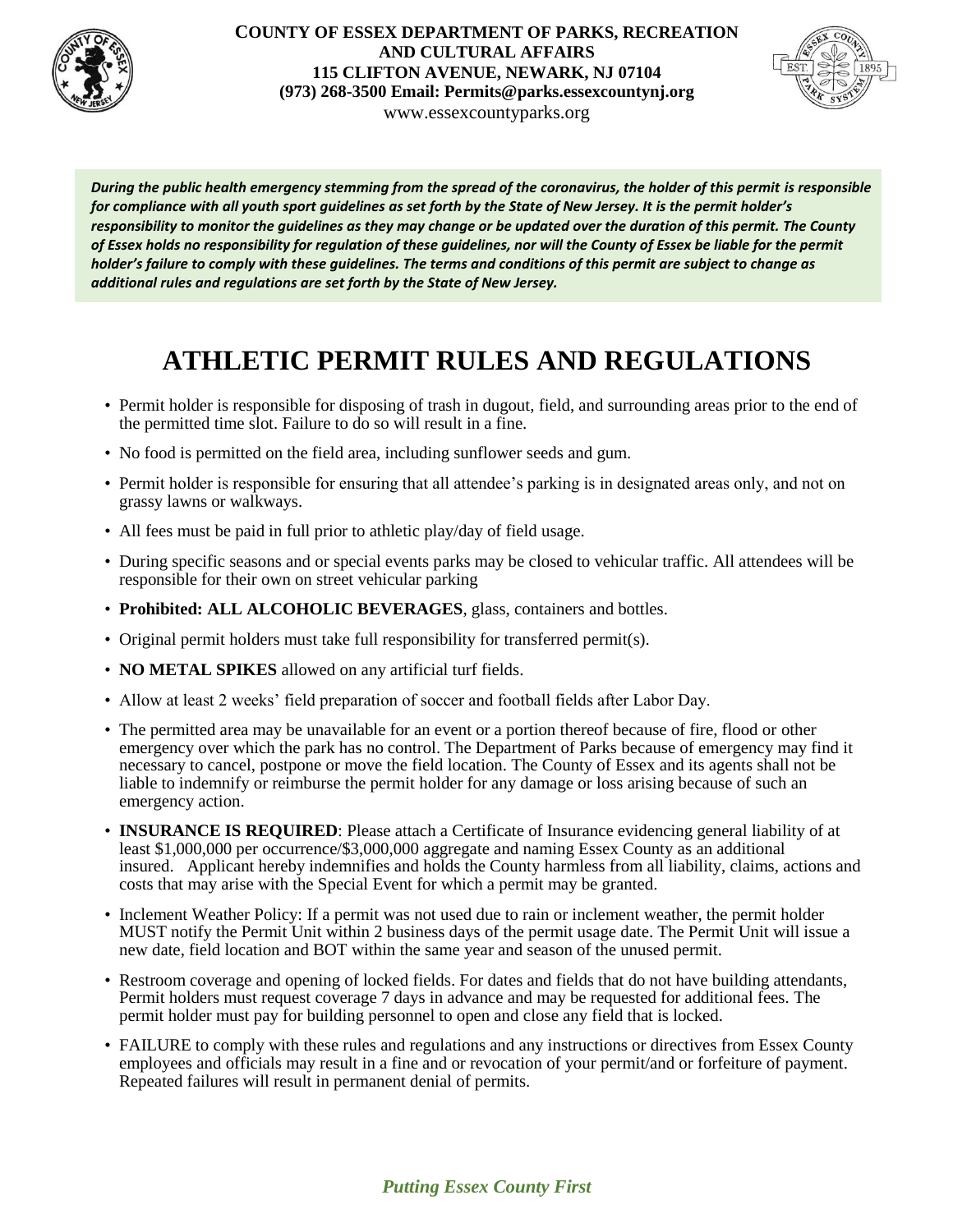**COUNTY OF ESSEX DEPARTMENT OF PARKS, RECREATION AND CULTURAL AFFAIRS**
**115 CLIFTON AVENUE, NEWARK, NJ 07104**
**(973) 268-3500 Email: Permits@parks.essexcountynj.org**
www.essexcountyparks.org

***During the public health emergency stemming from the spread of the coronavirus, the holder of this permit is responsible for compliance with all youth sport guidelines as set forth by the State of New Jersey. It is the permit holder's responsibility to monitor the guidelines as they may change or be updated over the duration of this permit. The County of Essex holds no responsibility for regulation of these guidelines, nor will the County of Essex be liable for the permit holder's failure to comply with these guidelines. The terms and conditions of this permit are subject to change as additional rules and regulations are set forth by the State of New Jersey.***

# ATHLETIC PERMIT RULES AND REGULATIONS

- Permit holder is responsible for disposing of trash in dugout, field, and surrounding areas prior to the end of the permitted time slot. Failure to do so will result in a fine.
- No food is permitted on the field area, including sunflower seeds and gum.
- Permit holder is responsible for ensuring that all attendee's parking is in designated areas only, and not on grassy lawns or walkways.
- All fees must be paid in full prior to athletic play/day of field usage.
- During specific seasons and or special events parks may be closed to vehicular traffic. All attendees will be responsible for their own on street vehicular parking
- **Prohibited: ALL ALCOHOLIC BEVERAGES**, glass, containers and bottles.
- Original permit holders must take full responsibility for transferred permit(s).
- **NO METAL SPIKES** allowed on any artificial turf fields.
- Allow at least 2 weeks' field preparation of soccer and football fields after Labor Day.
- The permitted area may be unavailable for an event or a portion thereof because of fire, flood or other emergency over which the park has no control. The Department of Parks because of emergency may find it necessary to cancel, postpone or move the field location. The County of Essex and its agents shall not be liable to indemnify or reimburse the permit holder for any damage or loss arising because of such an emergency action.
- **INSURANCE IS REQUIRED**: Please attach a Certificate of Insurance evidencing general liability of at least $1,000,000 per occurrence/$3,000,000 aggregate and naming Essex County as an additional insured. Applicant hereby indemnifies and holds the County harmless from all liability, claims, actions and costs that may arise with the Special Event for which a permit may be granted.
- Inclement Weather Policy: If a permit was not used due to rain or inclement weather, the permit holder MUST notify the Permit Unit within 2 business days of the permit usage date. The Permit Unit will issue a new date, field location and BOT within the same year and season of the unused permit.
- Restroom coverage and opening of locked fields. For dates and fields that do not have building attendants, Permit holders must request coverage 7 days in advance and may be requested for additional fees. The permit holder must pay for building personnel to open and close any field that is locked.
- FAILURE to comply with these rules and regulations and any instructions or directives from Essex County employees and officials may result in a fine and or revocation of your permit/and or forfeiture of payment. Repeated failures will result in permanent denial of permits.

***Putting Essex County First***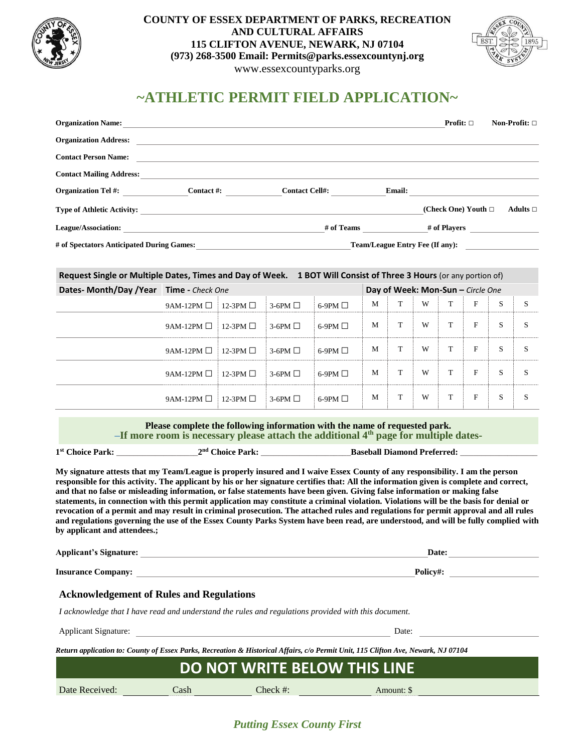**COUNTY OF ESSEX DEPARTMENT OF PARKS, RECREATION AND CULTURAL AFFAIRS**
**115 CLIFTON AVENUE, NEWARK, NJ 07104**
**(973) 268-3500 Email: Permits@parks.essexcountynj.org**
www.essexcountyparks.org

# ~ATHLETIC PERMIT FIELD APPLICATION~

**Organization Name:** ________________________________ **Profit:** □ **Non-Profit:** □

**Organization Address:** ________________________________

**Contact Person Name:** ________________________________

**Contact Mailing Address:** ________________________________

**Organization Tel #:** __________ **Contact #:** __________ **Contact Cell#:** __________ **Email:** __________

**Type of Athletic Activity:** ________________________________ **(Check One) Youth** □ **Adults** □

**League/Association:** ____________________ **# of Teams** __________ **# of Players** __________

**# of Spectators Anticipated During Games:** ____________________ **Team/League Entry Fee (If any):** __________

**Request Single or Multiple Dates, Times and Day of Week. 1 BOT Will Consist of Three 3 Hours** (or any portion of)

| Dates- Month/Day /Year | Time - *Check One* | | | | Day of Week: Mon-Sun – *Circle One* | | | | | | |
|---|---|---|---|---|---|---|---|---|---|---|---|
| | 9AM-12PM ☐ | 12-3PM ☐ | 3-6PM ☐ | 6-9PM ☐ | M | T | W | T | F | S | S |
| | 9AM-12PM ☐ | 12-3PM ☐ | 3-6PM ☐ | 6-9PM ☐ | M | T | W | T | F | S | S |
| | 9AM-12PM ☐ | 12-3PM ☐ | 3-6PM ☐ | 6-9PM ☐ | M | T | W | T | F | S | S |
| | 9AM-12PM ☐ | 12-3PM ☐ | 3-6PM ☐ | 6-9PM ☐ | M | T | W | T | F | S | S |
| | 9AM-12PM ☐ | 12-3PM ☐ | 3-6PM ☐ | 6-9PM ☐ | M | T | W | T | F | S | S |

**Please complete the following information with the name of requested park.**
**–If more room is necessary please attach the additional 4th page for multiple dates-**

**1st Choice Park:** __________ **2nd Choice Park:** __________ **Baseball Diamond Preferred:** __________

**My signature attests that my Team/League is properly insured and I waive Essex County of any responsibility. I am the person responsible for this activity. The applicant by his or her signature certifies that: All the information given is complete and correct, and that no false or misleading information, or false statements have been given. Giving false information or making false statements, in connection with this permit application may constitute a criminal violation. Violations will be the basis for denial or revocation of a permit and may result in criminal prosecution. The attached rules and regulations for permit approval and all rules and regulations governing the use of the Essex County Parks System have been read, are understood, and will be fully complied with by applicant and attendees.;**

**Applicant's Signature:** ________________________________ **Date:** __________

**Insurance Company:** ________________________________ **Policy#:** __________

## Acknowledgement of Rules and Regulations

*I acknowledge that I have read and understand the rules and regulations provided with this document.*

Applicant Signature: ________________________________ Date: __________

***Return application to: County of Essex Parks, Recreation & Historical Affairs, c/o Permit Unit, 115 Clifton Ave, Newark, NJ 07104***

## DO NOT WRITE BELOW THIS LINE

Date Received: __________ Cash __________ Check #: __________ Amount: $ __________

***Putting Essex County First***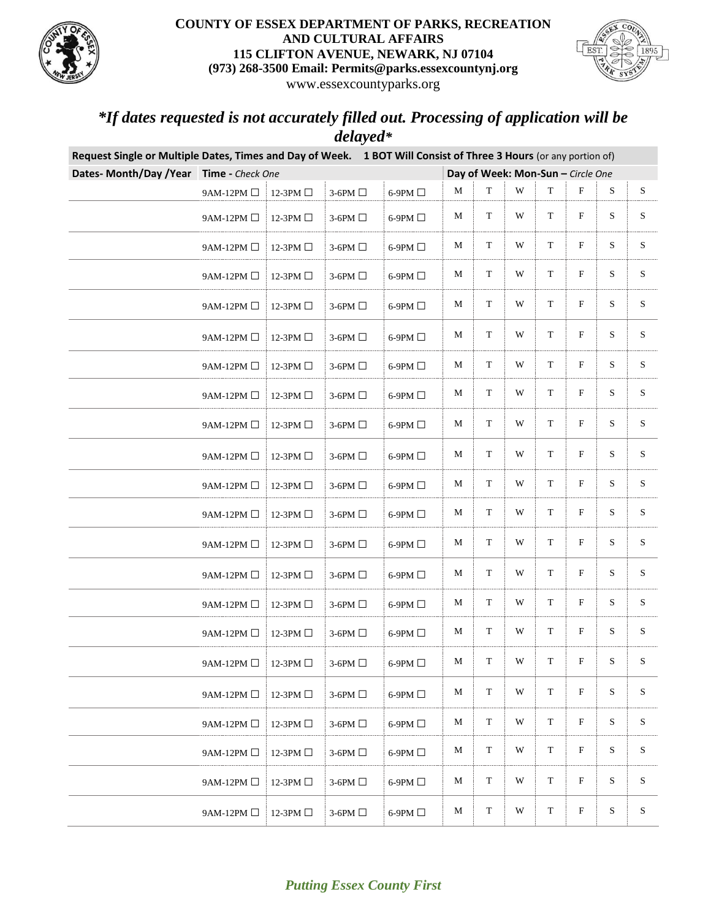**COUNTY OF ESSEX DEPARTMENT OF PARKS, RECREATION AND CULTURAL AFFAIRS**
**115 CLIFTON AVENUE, NEWARK, NJ 07104**
**(973) 268-3500 Email: Permits@parks.essexcountynj.org**
www.essexcountyparks.org

## *\*If dates requested is not accurately filled out. Processing of application will be delayed\**

| **Request Single or Multiple Dates, Times and Day of Week. 1 BOT Will Consist of Three 3 Hours** (or any portion of) | | | | | | | | | | | |
|---|---|---|---|---|---|---|---|---|---|---|---|
| **Dates- Month/Day /Year** | **Time -** *Check One* | | | | **Day of Week: Mon-Sun –** *Circle One* | | | | | | |
| | 9AM-12PM ☐ | 12-3PM ☐ | 3-6PM ☐ | 6-9PM ☐ | M | T | W | T | F | S | S |
| | 9AM-12PM ☐ | 12-3PM ☐ | 3-6PM ☐ | 6-9PM ☐ | M | T | W | T | F | S | S |
| | 9AM-12PM ☐ | 12-3PM ☐ | 3-6PM ☐ | 6-9PM ☐ | M | T | W | T | F | S | S |
| | 9AM-12PM ☐ | 12-3PM ☐ | 3-6PM ☐ | 6-9PM ☐ | M | T | W | T | F | S | S |
| | 9AM-12PM ☐ | 12-3PM ☐ | 3-6PM ☐ | 6-9PM ☐ | M | T | W | T | F | S | S |
| | 9AM-12PM ☐ | 12-3PM ☐ | 3-6PM ☐ | 6-9PM ☐ | M | T | W | T | F | S | S |
| | 9AM-12PM ☐ | 12-3PM ☐ | 3-6PM ☐ | 6-9PM ☐ | M | T | W | T | F | S | S |
| | 9AM-12PM ☐ | 12-3PM ☐ | 3-6PM ☐ | 6-9PM ☐ | M | T | W | T | F | S | S |
| | 9AM-12PM ☐ | 12-3PM ☐ | 3-6PM ☐ | 6-9PM ☐ | M | T | W | T | F | S | S |
| | 9AM-12PM ☐ | 12-3PM ☐ | 3-6PM ☐ | 6-9PM ☐ | M | T | W | T | F | S | S |
| | 9AM-12PM ☐ | 12-3PM ☐ | 3-6PM ☐ | 6-9PM ☐ | M | T | W | T | F | S | S |
| | 9AM-12PM ☐ | 12-3PM ☐ | 3-6PM ☐ | 6-9PM ☐ | M | T | W | T | F | S | S |
| | 9AM-12PM ☐ | 12-3PM ☐ | 3-6PM ☐ | 6-9PM ☐ | M | T | W | T | F | S | S |
| | 9AM-12PM ☐ | 12-3PM ☐ | 3-6PM ☐ | 6-9PM ☐ | M | T | W | T | F | S | S |
| | 9AM-12PM ☐ | 12-3PM ☐ | 3-6PM ☐ | 6-9PM ☐ | M | T | W | T | F | S | S |
| | 9AM-12PM ☐ | 12-3PM ☐ | 3-6PM ☐ | 6-9PM ☐ | M | T | W | T | F | S | S |
| | 9AM-12PM ☐ | 12-3PM ☐ | 3-6PM ☐ | 6-9PM ☐ | M | T | W | T | F | S | S |
| | 9AM-12PM ☐ | 12-3PM ☐ | 3-6PM ☐ | 6-9PM ☐ | M | T | W | T | F | S | S |
| | 9AM-12PM ☐ | 12-3PM ☐ | 3-6PM ☐ | 6-9PM ☐ | M | T | W | T | F | S | S |
| | 9AM-12PM ☐ | 12-3PM ☐ | 3-6PM ☐ | 6-9PM ☐ | M | T | W | T | F | S | S |
| | 9AM-12PM ☐ | 12-3PM ☐ | 3-6PM ☐ | 6-9PM ☐ | M | T | W | T | F | S | S |
| | 9AM-12PM ☐ | 12-3PM ☐ | 3-6PM ☐ | 6-9PM ☐ | M | T | W | T | F | S | S |

*Putting Essex County First*